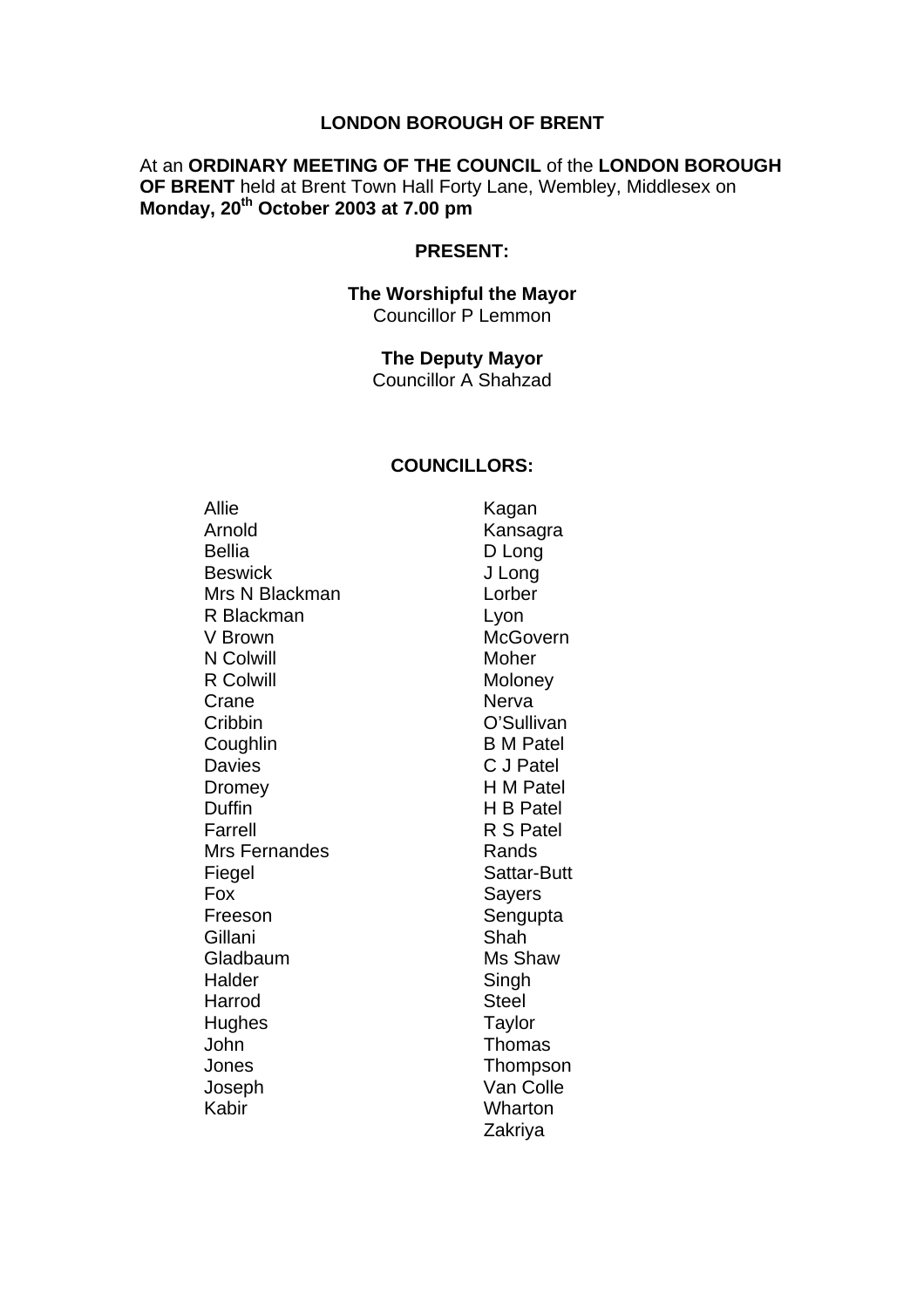# LONDON BOROUGH OF BRENT

At an **ORDINARY MEETING OF THE COUNCIL** of the **LONDON BOROUGH OF BRENT** held at Brent Town Hall Forty Lane, Wembley, Middlesex on **Monday, 20th October 2003 at 7.00 pm**

## PRESENT:

**The Worshipful the Mayor**
Councillor P Lemmon

**The Deputy Mayor**
Councillor A Shahzad

## COUNCILLORS:

Allie
Arnold
Bellia
Beswick
Mrs N Blackman
R Blackman
V Brown
N Colwill
R Colwill
Crane
Cribbin
Coughlin
Davies
Dromey
Duffin
Farrell
Mrs Fernandes
Fiegel
Fox
Freeson
Gillani
Gladbaum
Halder
Harrod
Hughes
John
Jones
Joseph
Kabir
Kagan
Kansagra
D Long
J Long
Lorber
Lyon
McGovern
Moher
Moloney
Nerva
O'Sullivan
B M Patel
C J Patel
H M Patel
H B Patel
R S Patel
Rands
Sattar-Butt
Sayers
Sengupta
Shah
Ms Shaw
Singh
Steel
Taylor
Thomas
Thompson
Van Colle
Wharton
Zakriya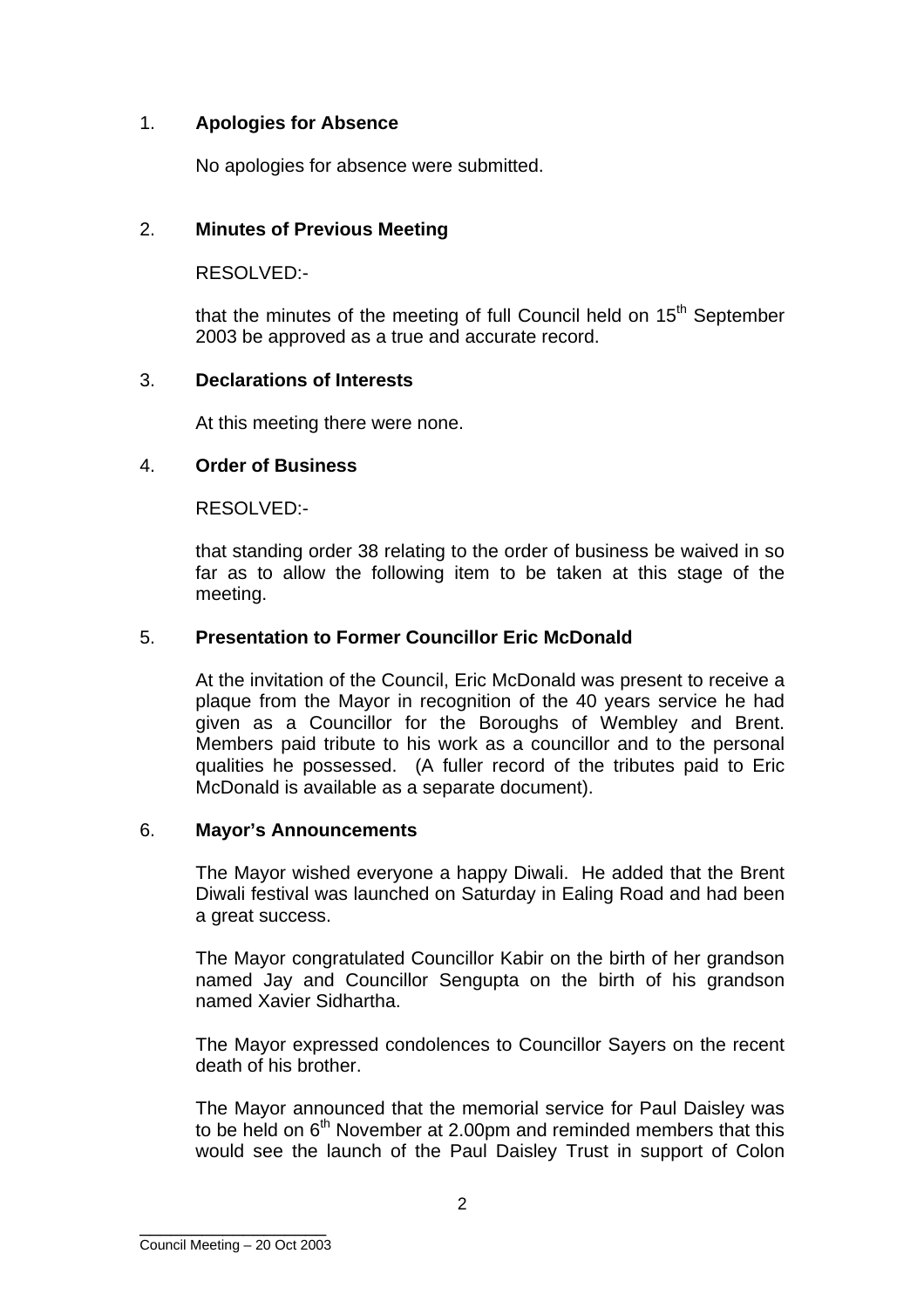1. **Apologies for Absence**

   No apologies for absence were submitted.

2. **Minutes of Previous Meeting**

   RESOLVED:-

   that the minutes of the meeting of full Council held on 15th September 2003 be approved as a true and accurate record.

3. **Declarations of Interests**

   At this meeting there were none.

4. **Order of Business**

   RESOLVED:-

   that standing order 38 relating to the order of business be waived in so far as to allow the following item to be taken at this stage of the meeting.

5. **Presentation to Former Councillor Eric McDonald**

   At the invitation of the Council, Eric McDonald was present to receive a plaque from the Mayor in recognition of the 40 years service he had given as a Councillor for the Boroughs of Wembley and Brent. Members paid tribute to his work as a councillor and to the personal qualities he possessed. (A fuller record of the tributes paid to Eric McDonald is available as a separate document).

6. **Mayor's Announcements**

   The Mayor wished everyone a happy Diwali. He added that the Brent Diwali festival was launched on Saturday in Ealing Road and had been a great success.

   The Mayor congratulated Councillor Kabir on the birth of her grandson named Jay and Councillor Sengupta on the birth of his grandson named Xavier Sidhartha.

   The Mayor expressed condolences to Councillor Sayers on the recent death of his brother.

   The Mayor announced that the memorial service for Paul Daisley was to be held on 6th November at 2.00pm and reminded members that this would see the launch of the Paul Daisley Trust in support of Colon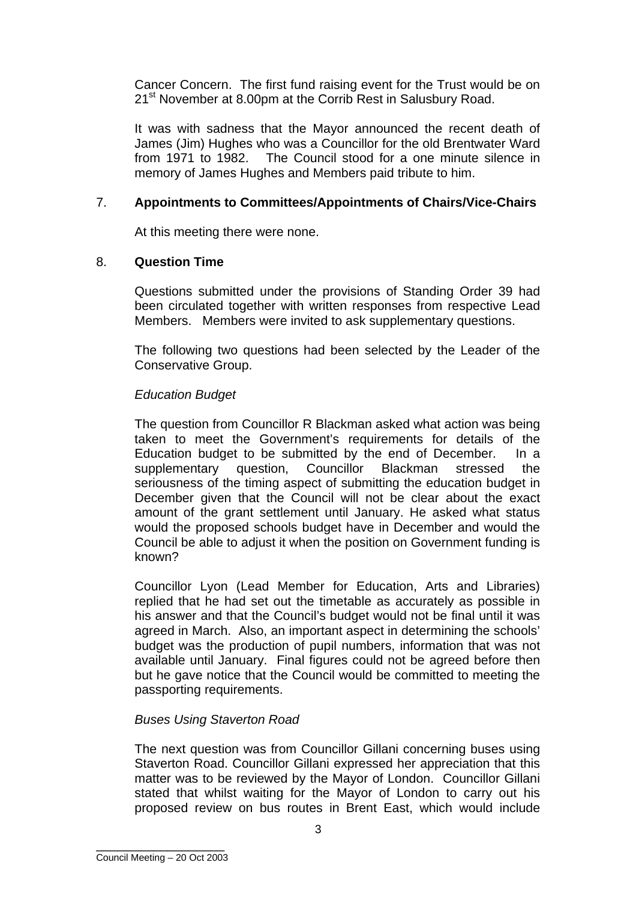Cancer Concern. The first fund raising event for the Trust would be on 21st November at 8.00pm at the Corrib Rest in Salusbury Road.

It was with sadness that the Mayor announced the recent death of James (Jim) Hughes who was a Councillor for the old Brentwater Ward from 1971 to 1982. The Council stood for a one minute silence in memory of James Hughes and Members paid tribute to him.

7. **Appointments to Committees/Appointments of Chairs/Vice-Chairs**

At this meeting there were none.

8. **Question Time**

Questions submitted under the provisions of Standing Order 39 had been circulated together with written responses from respective Lead Members. Members were invited to ask supplementary questions.

The following two questions had been selected by the Leader of the Conservative Group.

*Education Budget*

The question from Councillor R Blackman asked what action was being taken to meet the Government's requirements for details of the Education budget to be submitted by the end of December. In a supplementary question, Councillor Blackman stressed the seriousness of the timing aspect of submitting the education budget in December given that the Council will not be clear about the exact amount of the grant settlement until January. He asked what status would the proposed schools budget have in December and would the Council be able to adjust it when the position on Government funding is known?

Councillor Lyon (Lead Member for Education, Arts and Libraries) replied that he had set out the timetable as accurately as possible in his answer and that the Council's budget would not be final until it was agreed in March. Also, an important aspect in determining the schools' budget was the production of pupil numbers, information that was not available until January. Final figures could not be agreed before then but he gave notice that the Council would be committed to meeting the passporting requirements.

*Buses Using Staverton Road*

The next question was from Councillor Gillani concerning buses using Staverton Road. Councillor Gillani expressed her appreciation that this matter was to be reviewed by the Mayor of London. Councillor Gillani stated that whilst waiting for the Mayor of London to carry out his proposed review on bus routes in Brent East, which would include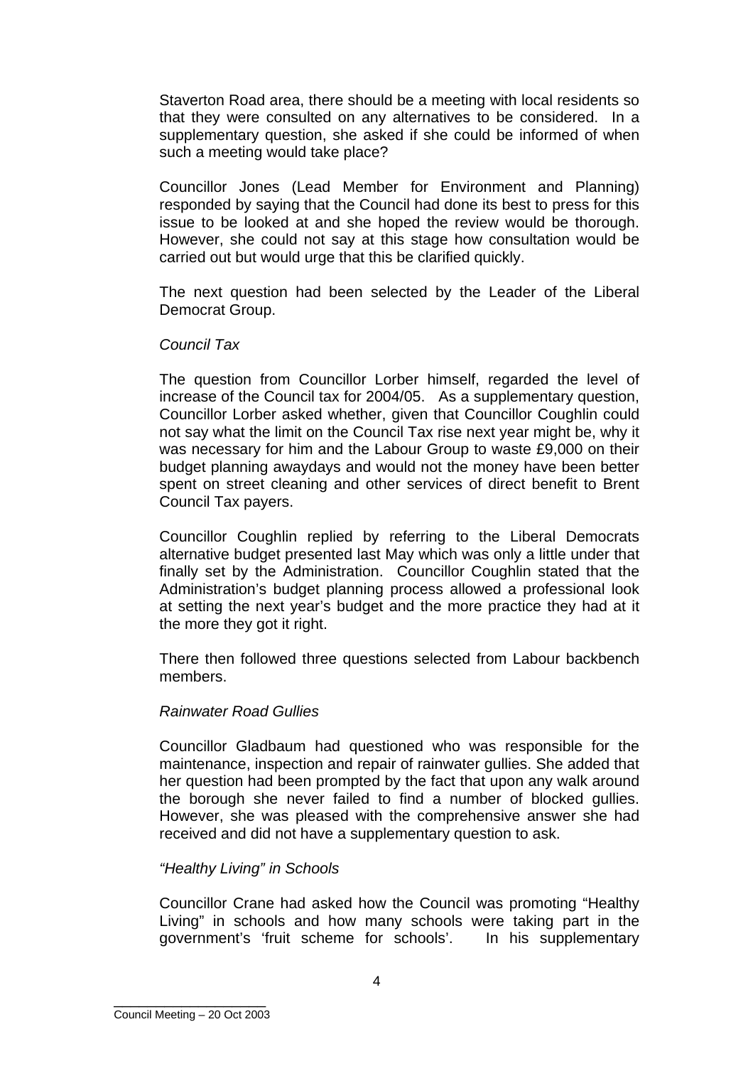Staverton Road area, there should be a meeting with local residents so that they were consulted on any alternatives to be considered. In a supplementary question, she asked if she could be informed of when such a meeting would take place?

Councillor Jones (Lead Member for Environment and Planning) responded by saying that the Council had done its best to press for this issue to be looked at and she hoped the review would be thorough. However, she could not say at this stage how consultation would be carried out but would urge that this be clarified quickly.

The next question had been selected by the Leader of the Liberal Democrat Group.

*Council Tax*

The question from Councillor Lorber himself, regarded the level of increase of the Council tax for 2004/05. As a supplementary question, Councillor Lorber asked whether, given that Councillor Coughlin could not say what the limit on the Council Tax rise next year might be, why it was necessary for him and the Labour Group to waste £9,000 on their budget planning awaydays and would not the money have been better spent on street cleaning and other services of direct benefit to Brent Council Tax payers.

Councillor Coughlin replied by referring to the Liberal Democrats alternative budget presented last May which was only a little under that finally set by the Administration. Councillor Coughlin stated that the Administration's budget planning process allowed a professional look at setting the next year's budget and the more practice they had at it the more they got it right.

There then followed three questions selected from Labour backbench members.

*Rainwater Road Gullies*

Councillor Gladbaum had questioned who was responsible for the maintenance, inspection and repair of rainwater gullies. She added that her question had been prompted by the fact that upon any walk around the borough she never failed to find a number of blocked gullies. However, she was pleased with the comprehensive answer she had received and did not have a supplementary question to ask.

*"Healthy Living" in Schools*

Councillor Crane had asked how the Council was promoting "Healthy Living" in schools and how many schools were taking part in the government's 'fruit scheme for schools'. In his supplementary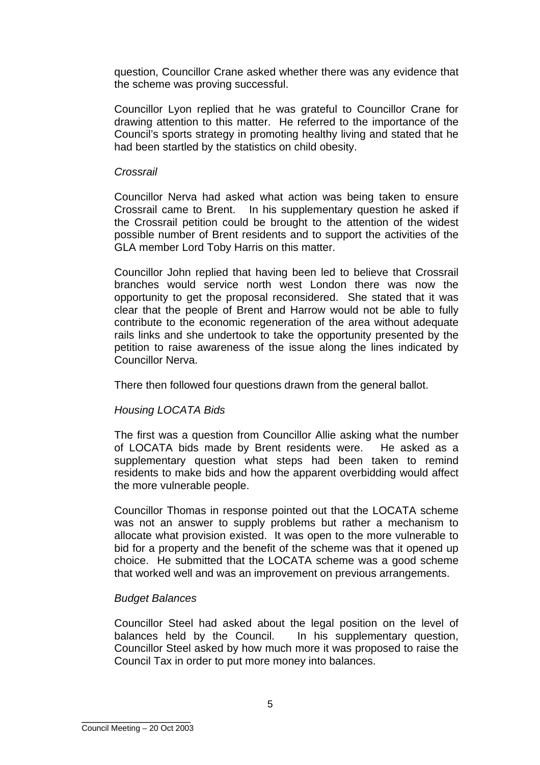question, Councillor Crane asked whether there was any evidence that the scheme was proving successful.

Councillor Lyon replied that he was grateful to Councillor Crane for drawing attention to this matter. He referred to the importance of the Council's sports strategy in promoting healthy living and stated that he had been startled by the statistics on child obesity.

*Crossrail*

Councillor Nerva had asked what action was being taken to ensure Crossrail came to Brent. In his supplementary question he asked if the Crossrail petition could be brought to the attention of the widest possible number of Brent residents and to support the activities of the GLA member Lord Toby Harris on this matter.

Councillor John replied that having been led to believe that Crossrail branches would service north west London there was now the opportunity to get the proposal reconsidered. She stated that it was clear that the people of Brent and Harrow would not be able to fully contribute to the economic regeneration of the area without adequate rails links and she undertook to take the opportunity presented by the petition to raise awareness of the issue along the lines indicated by Councillor Nerva.

There then followed four questions drawn from the general ballot.

*Housing LOCATA Bids*

The first was a question from Councillor Allie asking what the number of LOCATA bids made by Brent residents were. He asked as a supplementary question what steps had been taken to remind residents to make bids and how the apparent overbidding would affect the more vulnerable people.

Councillor Thomas in response pointed out that the LOCATA scheme was not an answer to supply problems but rather a mechanism to allocate what provision existed. It was open to the more vulnerable to bid for a property and the benefit of the scheme was that it opened up choice. He submitted that the LOCATA scheme was a good scheme that worked well and was an improvement on previous arrangements.

*Budget Balances*

Councillor Steel had asked about the legal position on the level of balances held by the Council. In his supplementary question, Councillor Steel asked by how much more it was proposed to raise the Council Tax in order to put more money into balances.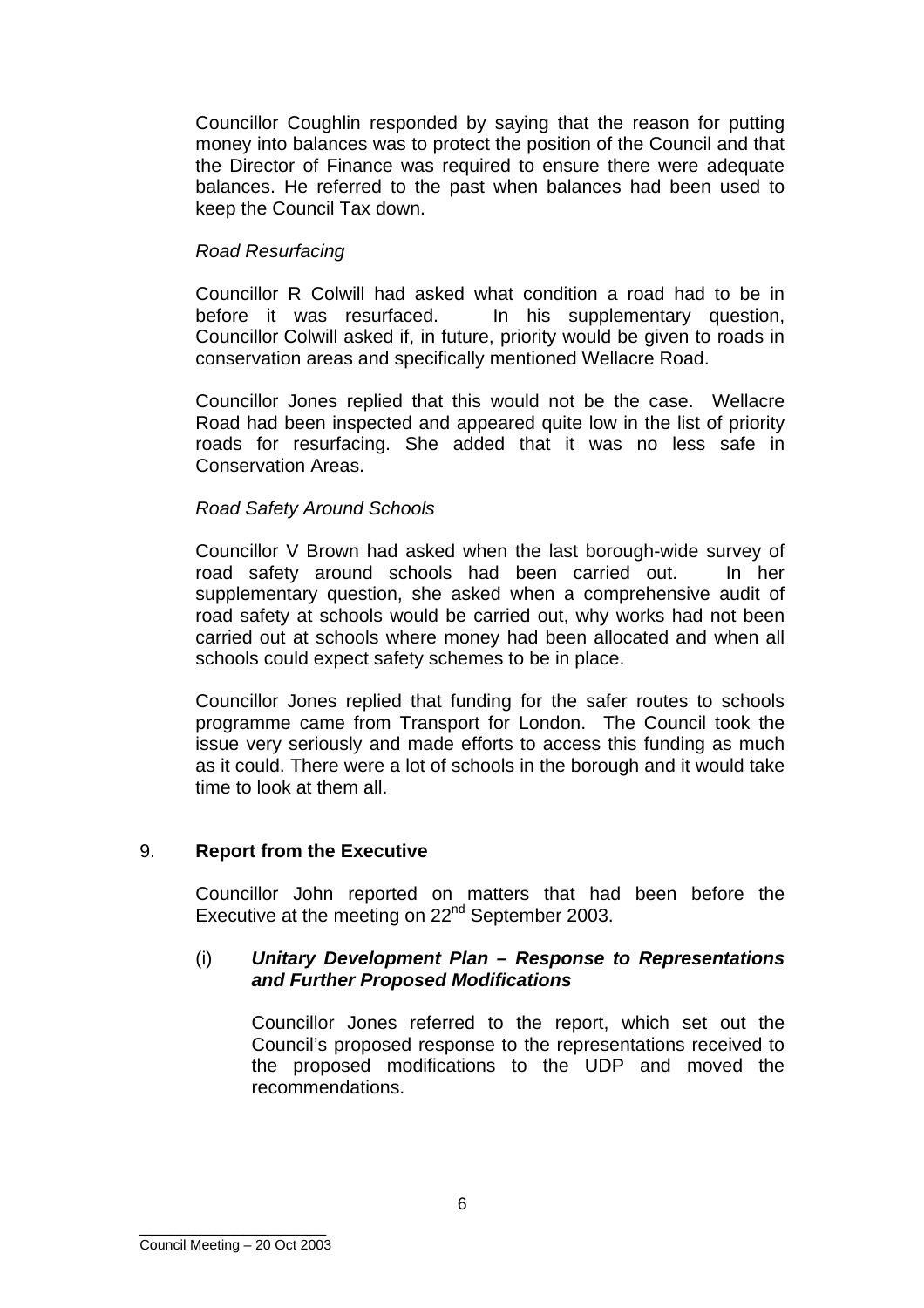Councillor Coughlin responded by saying that the reason for putting money into balances was to protect the position of the Council and that the Director of Finance was required to ensure there were adequate balances. He referred to the past when balances had been used to keep the Council Tax down.

*Road Resurfacing*

Councillor R Colwill had asked what condition a road had to be in before it was resurfaced. In his supplementary question, Councillor Colwill asked if, in future, priority would be given to roads in conservation areas and specifically mentioned Wellacre Road.

Councillor Jones replied that this would not be the case. Wellacre Road had been inspected and appeared quite low in the list of priority roads for resurfacing. She added that it was no less safe in Conservation Areas.

*Road Safety Around Schools*

Councillor V Brown had asked when the last borough-wide survey of road safety around schools had been carried out. In her supplementary question, she asked when a comprehensive audit of road safety at schools would be carried out, why works had not been carried out at schools where money had been allocated and when all schools could expect safety schemes to be in place.

Councillor Jones replied that funding for the safer routes to schools programme came from Transport for London. The Council took the issue very seriously and made efforts to access this funding as much as it could. There were a lot of schools in the borough and it would take time to look at them all.

## 9. **Report from the Executive**

Councillor John reported on matters that had been before the Executive at the meeting on 22nd September 2003.

(i) ***Unitary Development Plan – Response to Representations and Further Proposed Modifications***

Councillor Jones referred to the report, which set out the Council's proposed response to the representations received to the proposed modifications to the UDP and moved the recommendations.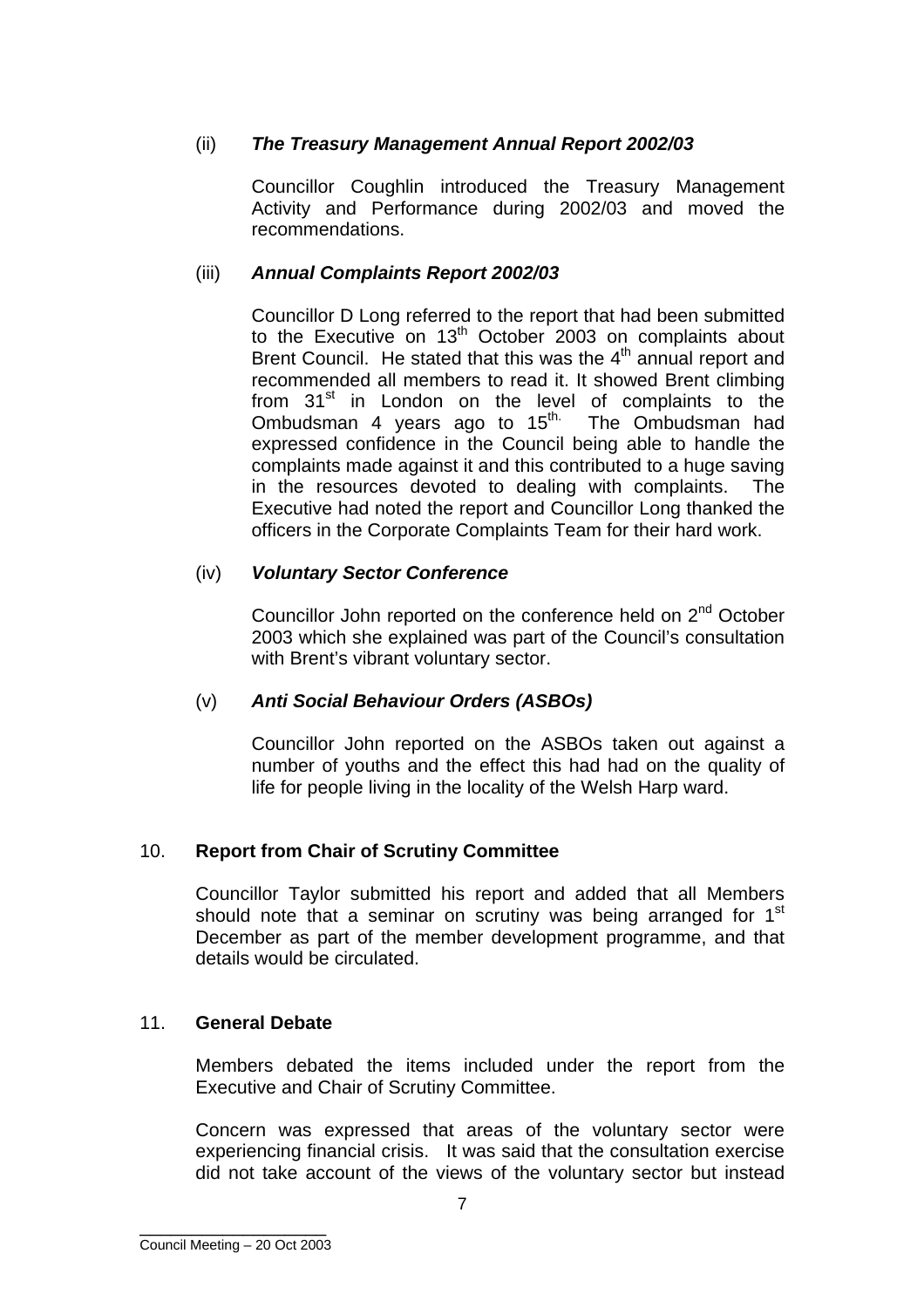(ii) ***The Treasury Management Annual Report 2002/03***

Councillor Coughlin introduced the Treasury Management Activity and Performance during 2002/03 and moved the recommendations.

(iii) ***Annual Complaints Report 2002/03***

Councillor D Long referred to the report that had been submitted to the Executive on 13th October 2003 on complaints about Brent Council. He stated that this was the 4th annual report and recommended all members to read it. It showed Brent climbing from 31st in London on the level of complaints to the Ombudsman 4 years ago to 15th. The Ombudsman had expressed confidence in the Council being able to handle the complaints made against it and this contributed to a huge saving in the resources devoted to dealing with complaints. The Executive had noted the report and Councillor Long thanked the officers in the Corporate Complaints Team for their hard work.

(iv) ***Voluntary Sector Conference***

Councillor John reported on the conference held on 2nd October 2003 which she explained was part of the Council's consultation with Brent's vibrant voluntary sector.

(v) ***Anti Social Behaviour Orders (ASBOs)***

Councillor John reported on the ASBOs taken out against a number of youths and the effect this had had on the quality of life for people living in the locality of the Welsh Harp ward.

10. **Report from Chair of Scrutiny Committee**

Councillor Taylor submitted his report and added that all Members should note that a seminar on scrutiny was being arranged for 1st December as part of the member development programme, and that details would be circulated.

11. **General Debate**

Members debated the items included under the report from the Executive and Chair of Scrutiny Committee.

Concern was expressed that areas of the voluntary sector were experiencing financial crisis. It was said that the consultation exercise did not take account of the views of the voluntary sector but instead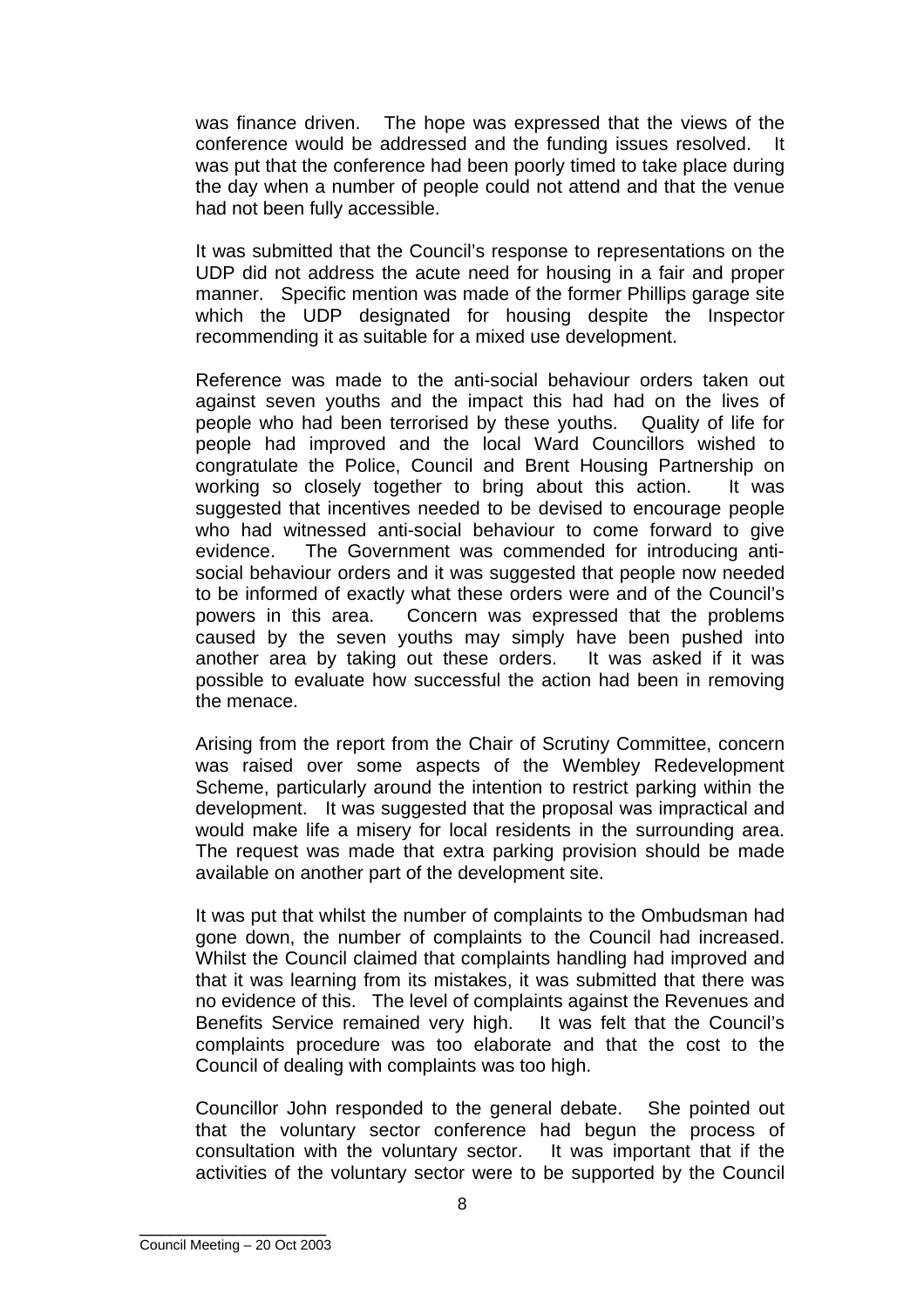was finance driven. The hope was expressed that the views of the conference would be addressed and the funding issues resolved. It was put that the conference had been poorly timed to take place during the day when a number of people could not attend and that the venue had not been fully accessible.

It was submitted that the Council's response to representations on the UDP did not address the acute need for housing in a fair and proper manner. Specific mention was made of the former Phillips garage site which the UDP designated for housing despite the Inspector recommending it as suitable for a mixed use development.

Reference was made to the anti-social behaviour orders taken out against seven youths and the impact this had had on the lives of people who had been terrorised by these youths. Quality of life for people had improved and the local Ward Councillors wished to congratulate the Police, Council and Brent Housing Partnership on working so closely together to bring about this action. It was suggested that incentives needed to be devised to encourage people who had witnessed anti-social behaviour to come forward to give evidence. The Government was commended for introducing anti-social behaviour orders and it was suggested that people now needed to be informed of exactly what these orders were and of the Council's powers in this area. Concern was expressed that the problems caused by the seven youths may simply have been pushed into another area by taking out these orders. It was asked if it was possible to evaluate how successful the action had been in removing the menace.

Arising from the report from the Chair of Scrutiny Committee, concern was raised over some aspects of the Wembley Redevelopment Scheme, particularly around the intention to restrict parking within the development. It was suggested that the proposal was impractical and would make life a misery for local residents in the surrounding area. The request was made that extra parking provision should be made available on another part of the development site.

It was put that whilst the number of complaints to the Ombudsman had gone down, the number of complaints to the Council had increased. Whilst the Council claimed that complaints handling had improved and that it was learning from its mistakes, it was submitted that there was no evidence of this. The level of complaints against the Revenues and Benefits Service remained very high. It was felt that the Council's complaints procedure was too elaborate and that the cost to the Council of dealing with complaints was too high.

Councillor John responded to the general debate. She pointed out that the voluntary sector conference had begun the process of consultation with the voluntary sector. It was important that if the activities of the voluntary sector were to be supported by the Council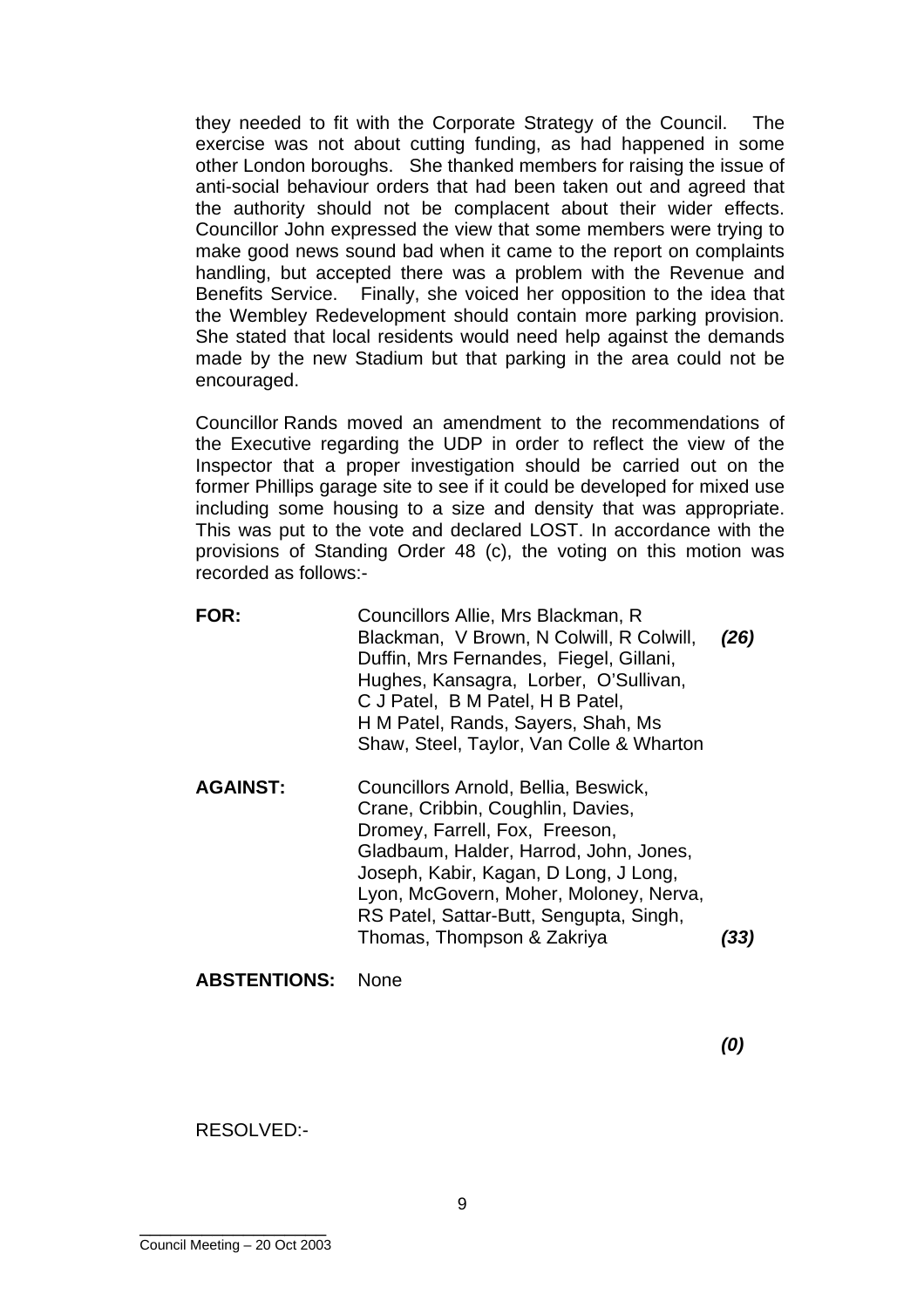they needed to fit with the Corporate Strategy of the Council. The exercise was not about cutting funding, as had happened in some other London boroughs. She thanked members for raising the issue of anti-social behaviour orders that had been taken out and agreed that the authority should not be complacent about their wider effects. Councillor John expressed the view that some members were trying to make good news sound bad when it came to the report on complaints handling, but accepted there was a problem with the Revenue and Benefits Service. Finally, she voiced her opposition to the idea that the Wembley Redevelopment should contain more parking provision. She stated that local residents would need help against the demands made by the new Stadium but that parking in the area could not be encouraged.

Councillor Rands moved an amendment to the recommendations of the Executive regarding the UDP in order to reflect the view of the Inspector that a proper investigation should be carried out on the former Phillips garage site to see if it could be developed for mixed use including some housing to a size and density that was appropriate. This was put to the vote and declared LOST. In accordance with the provisions of Standing Order 48 (c), the voting on this motion was recorded as follows:-

| | | |
|---|---|---|
| **FOR:** | Councillors Allie, Mrs Blackman, R Blackman, V Brown, N Colwill, R Colwill, Duffin, Mrs Fernandes, Fiegel, Gillani, Hughes, Kansagra, Lorber, O'Sullivan, C J Patel, B M Patel, H B Patel, H M Patel, Rands, Sayers, Shah, Ms Shaw, Steel, Taylor, Van Colle & Wharton | ***(26)*** |
| **AGAINST:** | Councillors Arnold, Bellia, Beswick, Crane, Cribbin, Coughlin, Davies, Dromey, Farrell, Fox, Freeson, Gladbaum, Halder, Harrod, John, Jones, Joseph, Kabir, Kagan, D Long, J Long, Lyon, McGovern, Moher, Moloney, Nerva, RS Patel, Sattar-Butt, Sengupta, Singh, Thomas, Thompson & Zakriya | ***(33)*** |
| **ABSTENTIONS:** | None | ***(0)*** |

RESOLVED:-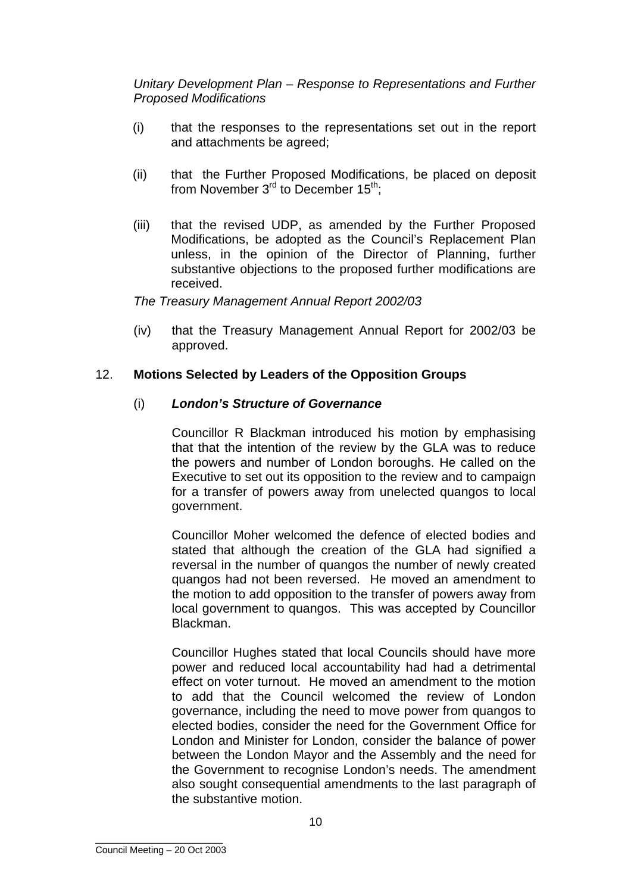*Unitary Development Plan – Response to Representations and Further Proposed Modifications*

(i) that the responses to the representations set out in the report and attachments be agreed;

(ii) that the Further Proposed Modifications, be placed on deposit from November 3rd to December 15th;

(iii) that the revised UDP, as amended by the Further Proposed Modifications, be adopted as the Council's Replacement Plan unless, in the opinion of the Director of Planning, further substantive objections to the proposed further modifications are received.

*The Treasury Management Annual Report 2002/03*

(iv) that the Treasury Management Annual Report for 2002/03 be approved.

## 12. **Motions Selected by Leaders of the Opposition Groups**

### (i) ***London's Structure of Governance***

Councillor R Blackman introduced his motion by emphasising that that the intention of the review by the GLA was to reduce the powers and number of London boroughs. He called on the Executive to set out its opposition to the review and to campaign for a transfer of powers away from unelected quangos to local government.

Councillor Moher welcomed the defence of elected bodies and stated that although the creation of the GLA had signified a reversal in the number of quangos the number of newly created quangos had not been reversed. He moved an amendment to the motion to add opposition to the transfer of powers away from local government to quangos. This was accepted by Councillor Blackman.

Councillor Hughes stated that local Councils should have more power and reduced local accountability had had a detrimental effect on voter turnout. He moved an amendment to the motion to add that the Council welcomed the review of London governance, including the need to move power from quangos to elected bodies, consider the need for the Government Office for London and Minister for London, consider the balance of power between the London Mayor and the Assembly and the need for the Government to recognise London's needs. The amendment also sought consequential amendments to the last paragraph of the substantive motion.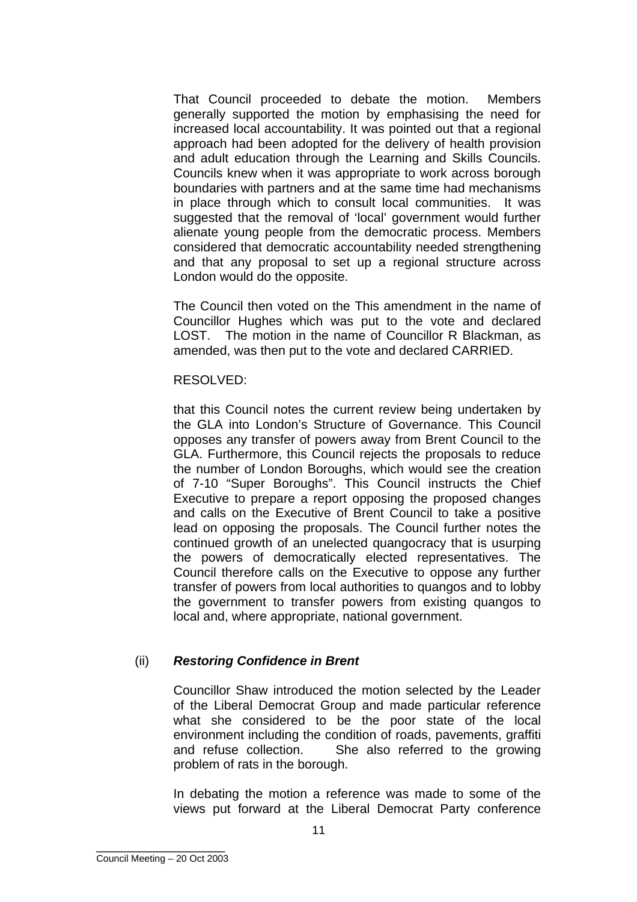That Council proceeded to debate the motion. Members generally supported the motion by emphasising the need for increased local accountability. It was pointed out that a regional approach had been adopted for the delivery of health provision and adult education through the Learning and Skills Councils. Councils knew when it was appropriate to work across borough boundaries with partners and at the same time had mechanisms in place through which to consult local communities. It was suggested that the removal of 'local' government would further alienate young people from the democratic process. Members considered that democratic accountability needed strengthening and that any proposal to set up a regional structure across London would do the opposite.

The Council then voted on the This amendment in the name of Councillor Hughes which was put to the vote and declared LOST. The motion in the name of Councillor R Blackman, as amended, was then put to the vote and declared CARRIED.

RESOLVED:

that this Council notes the current review being undertaken by the GLA into London's Structure of Governance. This Council opposes any transfer of powers away from Brent Council to the GLA. Furthermore, this Council rejects the proposals to reduce the number of London Boroughs, which would see the creation of 7-10 "Super Boroughs". This Council instructs the Chief Executive to prepare a report opposing the proposed changes and calls on the Executive of Brent Council to take a positive lead on opposing the proposals. The Council further notes the continued growth of an unelected quangocracy that is usurping the powers of democratically elected representatives. The Council therefore calls on the Executive to oppose any further transfer of powers from local authorities to quangos and to lobby the government to transfer powers from existing quangos to local and, where appropriate, national government.

(ii) ***Restoring Confidence in Brent***

Councillor Shaw introduced the motion selected by the Leader of the Liberal Democrat Group and made particular reference what she considered to be the poor state of the local environment including the condition of roads, pavements, graffiti and refuse collection. She also referred to the growing problem of rats in the borough.

In debating the motion a reference was made to some of the views put forward at the Liberal Democrat Party conference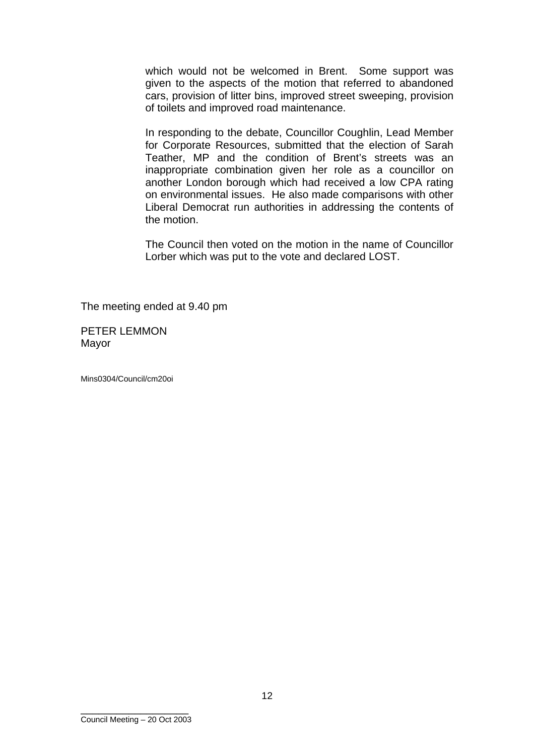which would not be welcomed in Brent. Some support was given to the aspects of the motion that referred to abandoned cars, provision of litter bins, improved street sweeping, provision of toilets and improved road maintenance.

In responding to the debate, Councillor Coughlin, Lead Member for Corporate Resources, submitted that the election of Sarah Teather, MP and the condition of Brent's streets was an inappropriate combination given her role as a councillor on another London borough which had received a low CPA rating on environmental issues. He also made comparisons with other Liberal Democrat run authorities in addressing the contents of the motion.

The Council then voted on the motion in the name of Councillor Lorber which was put to the vote and declared LOST.

The meeting ended at 9.40 pm

PETER LEMMON
Mayor

Mins0304/Council/cm20oi